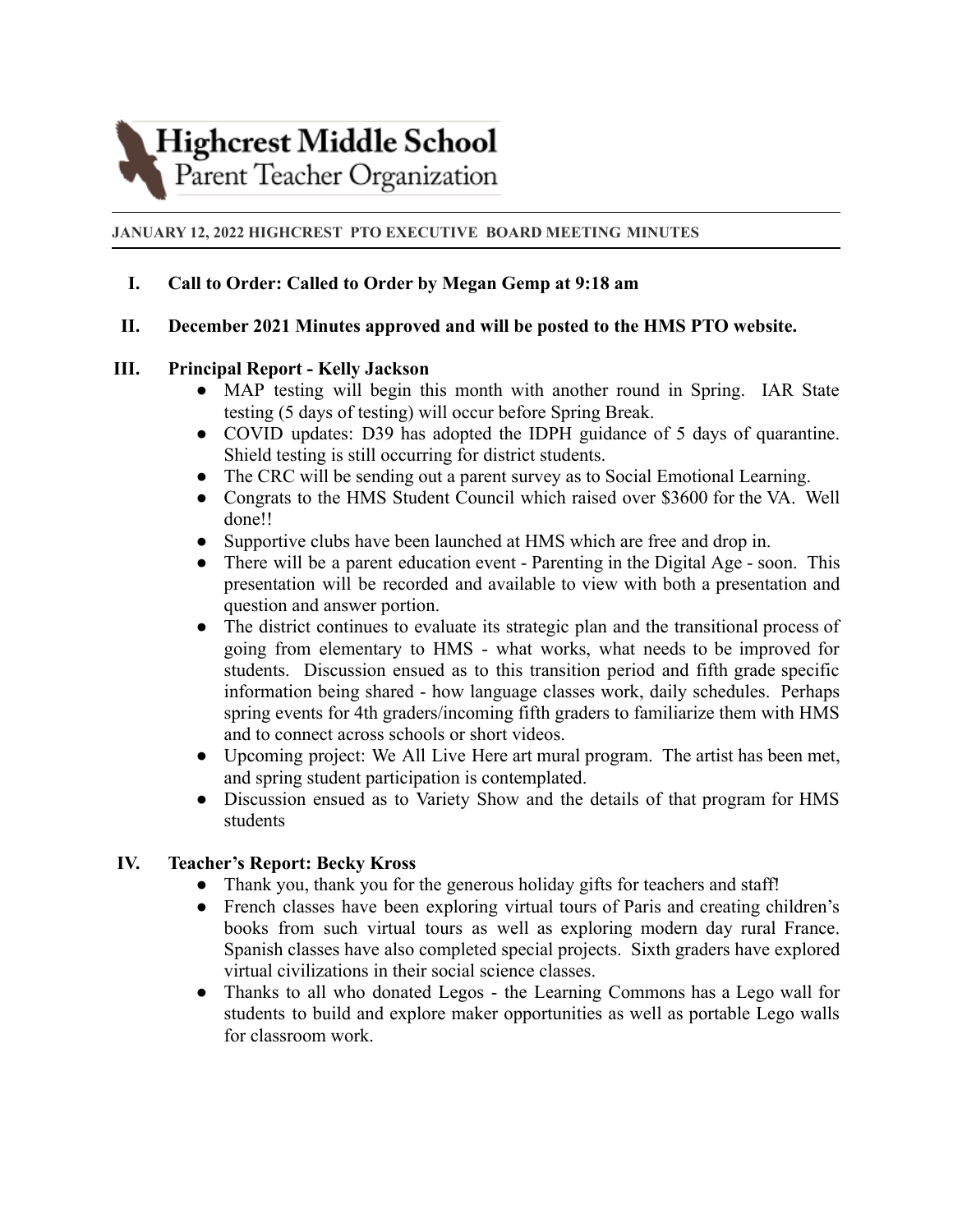# Highcrest Middle School
## Parent Teacher Organization

**JANUARY 12, 2022 HIGHCREST PTO EXECUTIVE BOARD MEETING MINUTES**

**I. Call to Order: Called to Order by Megan Gemp at 9:18 am**

**II. December 2021 Minutes approved and will be posted to the HMS PTO website.**

**III. Principal Report - Kelly Jackson**

- MAP testing will begin this month with another round in Spring. IAR State testing (5 days of testing) will occur before Spring Break.
- COVID updates: D39 has adopted the IDPH guidance of 5 days of quarantine. Shield testing is still occurring for district students.
- The CRC will be sending out a parent survey as to Social Emotional Learning.
- Congrats to the HMS Student Council which raised over $3600 for the VA. Well done!!
- Supportive clubs have been launched at HMS which are free and drop in.
- There will be a parent education event - Parenting in the Digital Age - soon. This presentation will be recorded and available to view with both a presentation and question and answer portion.
- The district continues to evaluate its strategic plan and the transitional process of going from elementary to HMS - what works, what needs to be improved for students. Discussion ensued as to this transition period and fifth grade specific information being shared - how language classes work, daily schedules. Perhaps spring events for 4th graders/incoming fifth graders to familiarize them with HMS and to connect across schools or short videos.
- Upcoming project: We All Live Here art mural program. The artist has been met, and spring student participation is contemplated.
- Discussion ensued as to Variety Show and the details of that program for HMS students

**IV. Teacher's Report: Becky Kross**

- Thank you, thank you for the generous holiday gifts for teachers and staff!
- French classes have been exploring virtual tours of Paris and creating children's books from such virtual tours as well as exploring modern day rural France. Spanish classes have also completed special projects. Sixth graders have explored virtual civilizations in their social science classes.
- Thanks to all who donated Legos - the Learning Commons has a Lego wall for students to build and explore maker opportunities as well as portable Lego walls for classroom work.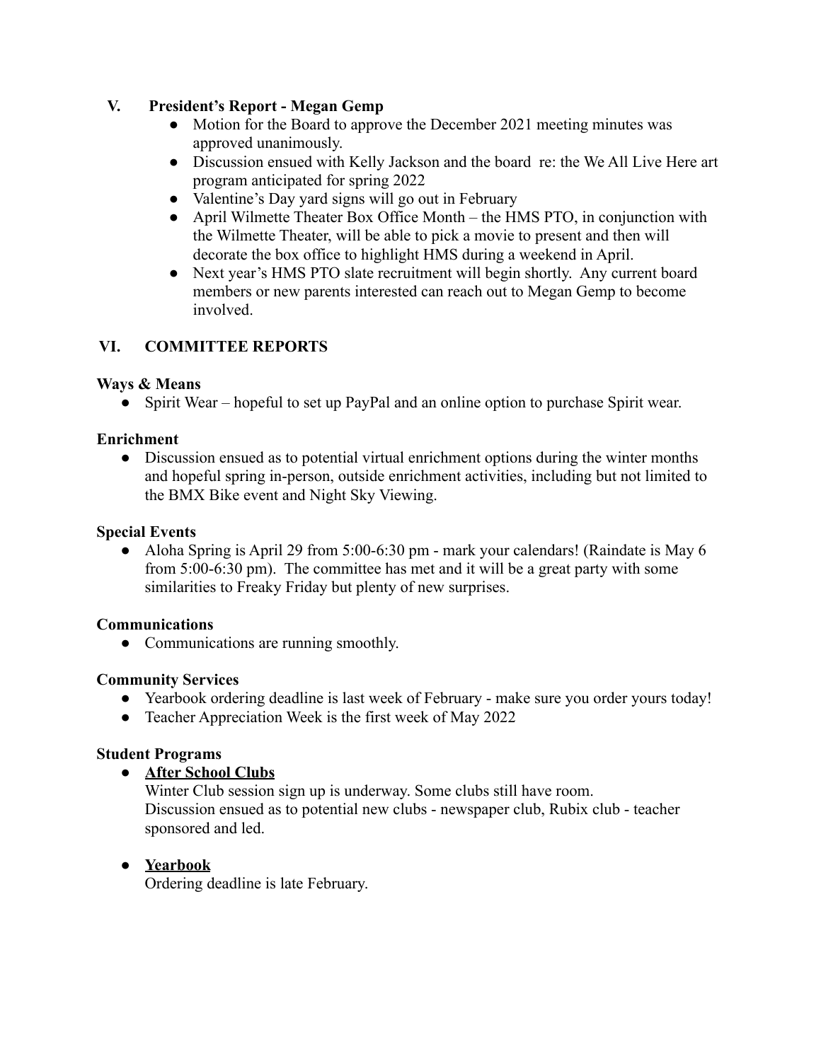## V. President's Report - Megan Gemp

- Motion for the Board to approve the December 2021 meeting minutes was approved unanimously.
- Discussion ensued with Kelly Jackson and the board re: the We All Live Here art program anticipated for spring 2022
- Valentine's Day yard signs will go out in February
- April Wilmette Theater Box Office Month – the HMS PTO, in conjunction with the Wilmette Theater, will be able to pick a movie to present and then will decorate the box office to highlight HMS during a weekend in April.
- Next year's HMS PTO slate recruitment will begin shortly. Any current board members or new parents interested can reach out to Megan Gemp to become involved.

## VI. COMMITTEE REPORTS

**Ways & Means**

- Spirit Wear – hopeful to set up PayPal and an online option to purchase Spirit wear.

**Enrichment**

- Discussion ensued as to potential virtual enrichment options during the winter months and hopeful spring in-person, outside enrichment activities, including but not limited to the BMX Bike event and Night Sky Viewing.

**Special Events**

- Aloha Spring is April 29 from 5:00-6:30 pm - mark your calendars! (Raindate is May 6 from 5:00-6:30 pm). The committee has met and it will be a great party with some similarities to Freaky Friday but plenty of new surprises.

**Communications**

- Communications are running smoothly.

**Community Services**

- Yearbook ordering deadline is last week of February - make sure you order yours today!
- Teacher Appreciation Week is the first week of May 2022

**Student Programs**

- **After School Clubs**
  Winter Club session sign up is underway. Some clubs still have room.
  Discussion ensued as to potential new clubs - newspaper club, Rubix club - teacher sponsored and led.

- **Yearbook**
  Ordering deadline is late February.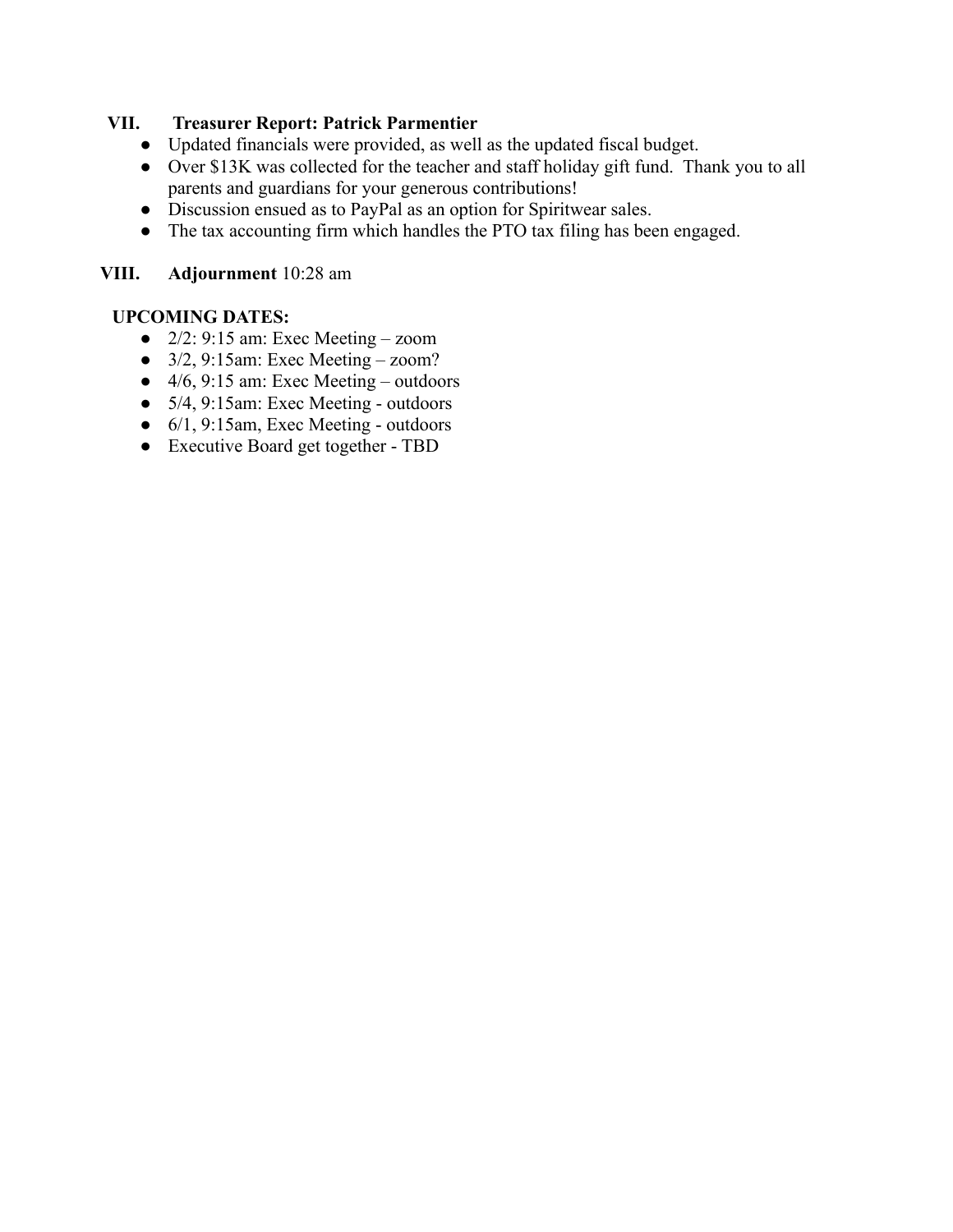**VII. Treasurer Report: Patrick Parmentier**

- Updated financials were provided, as well as the updated fiscal budget.
- Over $13K was collected for the teacher and staff holiday gift fund. Thank you to all parents and guardians for your generous contributions!
- Discussion ensued as to PayPal as an option for Spiritwear sales.
- The tax accounting firm which handles the PTO tax filing has been engaged.

**VIII. Adjournment** 10:28 am

**UPCOMING DATES:**

- 2/2: 9:15 am: Exec Meeting – zoom
- 3/2, 9:15am: Exec Meeting – zoom?
- 4/6, 9:15 am: Exec Meeting – outdoors
- 5/4, 9:15am: Exec Meeting - outdoors
- 6/1, 9:15am, Exec Meeting - outdoors
- Executive Board get together - TBD